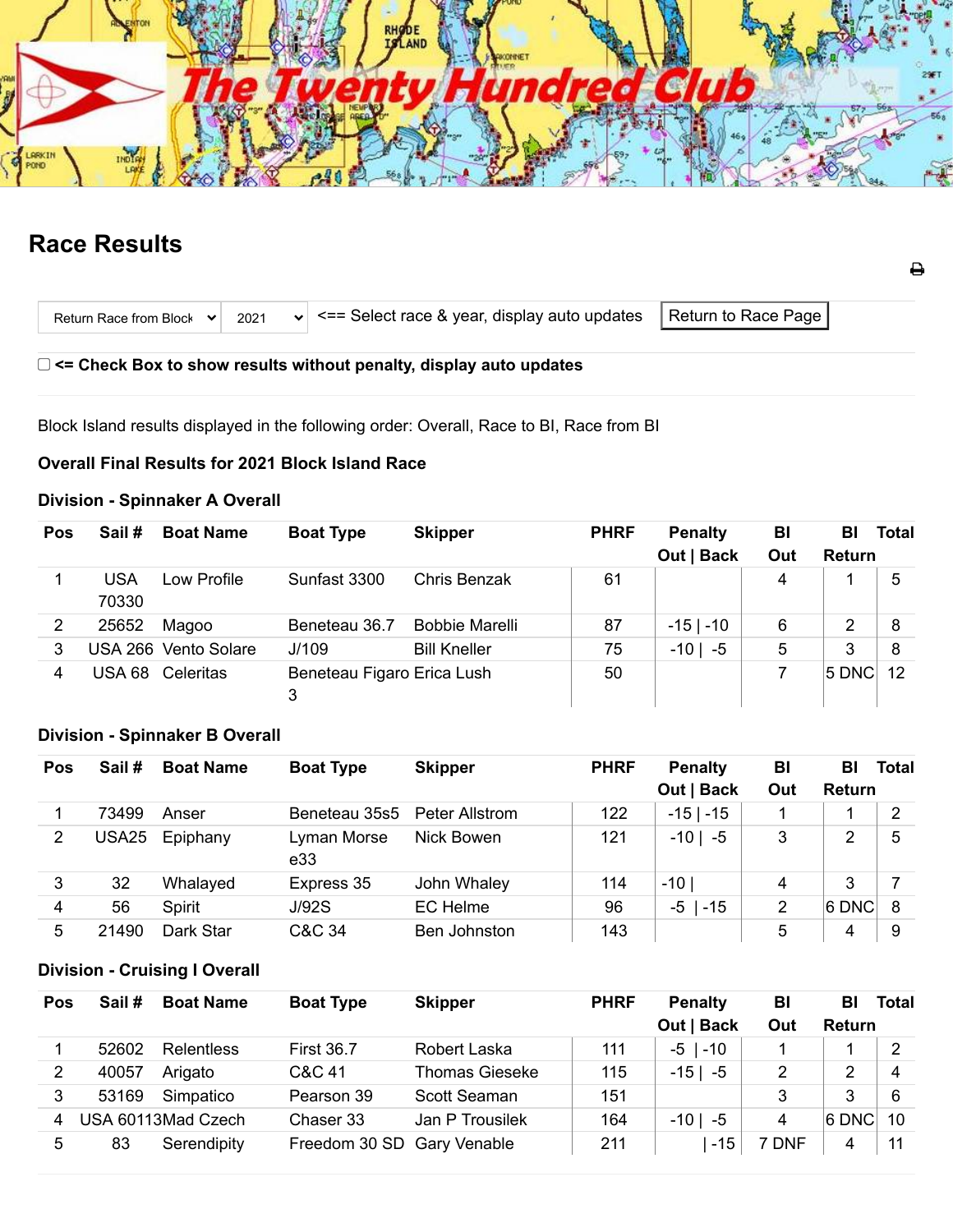The Twenty Hundred Club

# Race Results

Return Race from Block | 2021 | <== Select race & year, display auto updates | Return to Race Page

<= Check Box to show results without penalty, display auto updates

Block Island results displayed in the following order: Overall, Race to BI, Race from BI

**Overall Final Results for 2021 Block Island Race**

### Division - Spinnaker A Overall

| Pos | Sail # | Boat Name | Boat Type | Skipper | PHRF | Penalty Out \| Back | BI Out | BI Return | Total |
|---|---|---|---|---|---|---|---|---|---|
| 1 | USA 70330 | Low Profile | Sunfast 3300 | Chris Benzak | 61 | | 4 | 1 | 5 |
| 2 | 25652 | Magoo | Beneteau 36.7 | Bobbie Marelli | 87 | -15 \| -10 | 6 | 2 | 8 |
| 3 | USA 266 | Vento Solare | J/109 | Bill Kneller | 75 | -10 \| -5 | 5 | 3 | 8 |
| 4 | USA 68 | Celeritas | Beneteau Figaro 3 | Erica Lush | 50 | | 7 | 5 DNC | 12 |

### Division - Spinnaker B Overall

| Pos | Sail # | Boat Name | Boat Type | Skipper | PHRF | Penalty Out \| Back | BI Out | BI Return | Total |
|---|---|---|---|---|---|---|---|---|---|
| 1 | 73499 | Anser | Beneteau 35s5 | Peter Allstrom | 122 | -15 \| -15 | 1 | 1 | 2 |
| 2 | USA25 | Epiphany | Lyman Morse e33 | Nick Bowen | 121 | -10 \| -5 | 3 | 2 | 5 |
| 3 | 32 | Whalayed | Express 35 | John Whaley | 114 | -10 \| | 4 | 3 | 7 |
| 4 | 56 | Spirit | J/92S | EC Helme | 96 | -5 \| -15 | 2 | 6 DNC | 8 |
| 5 | 21490 | Dark Star | C&C 34 | Ben Johnston | 143 | | 5 | 4 | 9 |

### Division - Cruising I Overall

| Pos | Sail # | Boat Name | Boat Type | Skipper | PHRF | Penalty Out \| Back | BI Out | BI Return | Total |
|---|---|---|---|---|---|---|---|---|---|
| 1 | 52602 | Relentless | First 36.7 | Robert Laska | 111 | -5 \| -10 | 1 | 1 | 2 |
| 2 | 40057 | Arigato | C&C 41 | Thomas Gieseke | 115 | -15 \| -5 | 2 | 2 | 4 |
| 3 | 53169 | Simpatico | Pearson 39 | Scott Seaman | 151 | | 3 | 3 | 6 |
| 4 | USA 60113 | Mad Czech | Chaser 33 | Jan P Trousilek | 164 | -10 \| -5 | 4 | 6 DNC | 10 |
| 5 | 83 | Serendipity | Freedom 30 SD | Gary Venable | 211 | \| -15 | 7 DNF | 4 | 11 |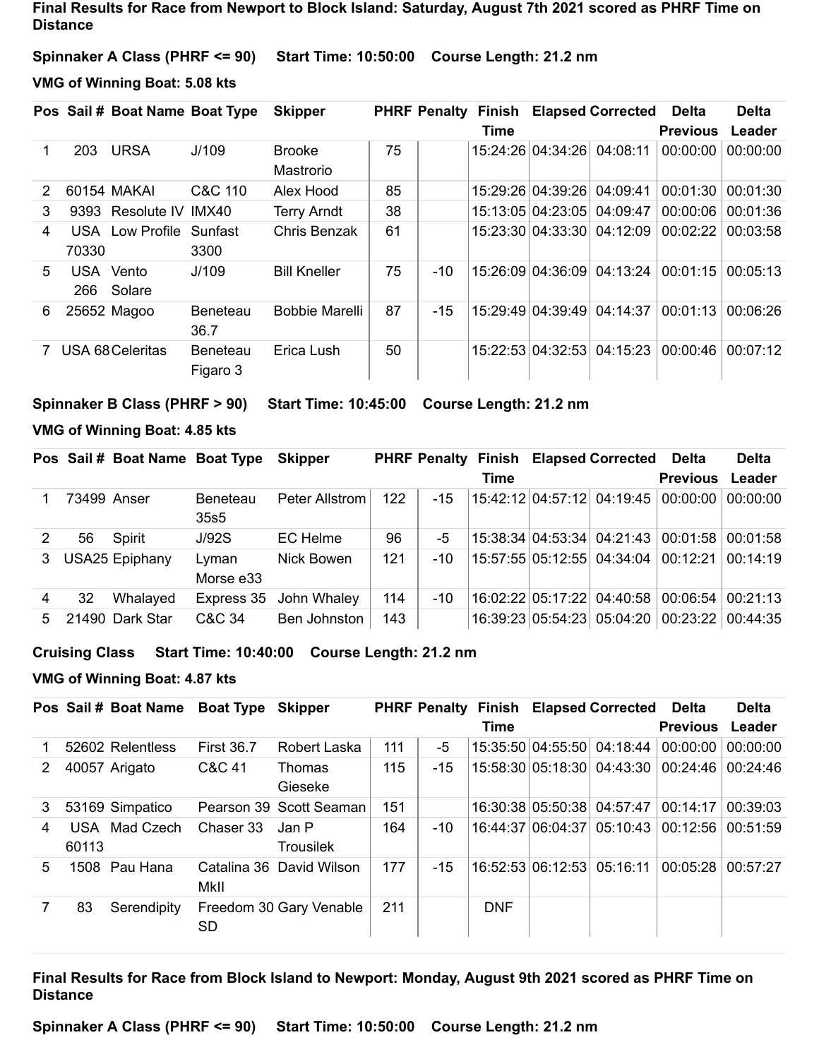**Final Results for Race from Newport to Block Island: Saturday, August 7th 2021 scored as PHRF Time on Distance**

**Spinnaker A Class (PHRF <= 90)  Start Time: 10:50:00  Course Length: 21.2 nm**

**VMG of Winning Boat: 5.08 kts**

| Pos | Sail # | Boat Name | Boat Type | Skipper | PHRF | Penalty | Finish Time | Elapsed | Corrected | Delta Previous | Delta Leader |
|---|---|---|---|---|---|---|---|---|---|---|---|
| 1 | 203 | URSA | J/109 | Brooke Mastrorio | 75 | | 15:24:26 | 04:34:26 | 04:08:11 | 00:00:00 | 00:00:00 |
| 2 | 60154 | MAKAI | C&C 110 | Alex Hood | 85 | | 15:29:26 | 04:39:26 | 04:09:41 | 00:01:30 | 00:01:30 |
| 3 | 9393 | Resolute IV | IMX40 | Terry Arndt | 38 | | 15:13:05 | 04:23:05 | 04:09:47 | 00:00:06 | 00:01:36 |
| 4 | USA 70330 | Low Profile | Sunfast 3300 | Chris Benzak | 61 | | 15:23:30 | 04:33:30 | 04:12:09 | 00:02:22 | 00:03:58 |
| 5 | USA 266 | Vento Solare | J/109 | Bill Kneller | 75 | -10 | 15:26:09 | 04:36:09 | 04:13:24 | 00:01:15 | 00:05:13 |
| 6 | 25652 | Magoo | Beneteau 36.7 | Bobbie Marelli | 87 | -15 | 15:29:49 | 04:39:49 | 04:14:37 | 00:01:13 | 00:06:26 |
| 7 | USA 68 | Celeritas | Beneteau Figaro 3 | Erica Lush | 50 | | 15:22:53 | 04:32:53 | 04:15:23 | 00:00:46 | 00:07:12 |

**Spinnaker B Class (PHRF > 90)  Start Time: 10:45:00  Course Length: 21.2 nm**

**VMG of Winning Boat: 4.85 kts**

| Pos | Sail # | Boat Name | Boat Type | Skipper | PHRF | Penalty | Finish Time | Elapsed | Corrected | Delta Previous | Delta Leader |
|---|---|---|---|---|---|---|---|---|---|---|---|
| 1 | 73499 | Anser | Beneteau 35s5 | Peter Allstrom | 122 | -15 | 15:42:12 | 04:57:12 | 04:19:45 | 00:00:00 | 00:00:00 |
| 2 | 56 | Spirit | J/92S | EC Helme | 96 | -5 | 15:38:34 | 04:53:34 | 04:21:43 | 00:01:58 | 00:01:58 |
| 3 | USA25 | Epiphany | Lyman Morse e33 | Nick Bowen | 121 | -10 | 15:57:55 | 05:12:55 | 04:34:04 | 00:12:21 | 00:14:19 |
| 4 | 32 | Whalayed | Express 35 | John Whaley | 114 | -10 | 16:02:22 | 05:17:22 | 04:40:58 | 00:06:54 | 00:21:13 |
| 5 | 21490 | Dark Star | C&C 34 | Ben Johnston | 143 | | 16:39:23 | 05:54:23 | 05:04:20 | 00:23:22 | 00:44:35 |

**Cruising Class  Start Time: 10:40:00  Course Length: 21.2 nm**

**VMG of Winning Boat: 4.87 kts**

| Pos | Sail # | Boat Name | Boat Type | Skipper | PHRF | Penalty | Finish Time | Elapsed | Corrected | Delta Previous | Delta Leader |
|---|---|---|---|---|---|---|---|---|---|---|---|
| 1 | 52602 | Relentless | First 36.7 | Robert Laska | 111 | -5 | 15:35:50 | 04:55:50 | 04:18:44 | 00:00:00 | 00:00:00 |
| 2 | 40057 | Arigato | C&C 41 | Thomas Gieseke | 115 | -15 | 15:58:30 | 05:18:30 | 04:43:30 | 00:24:46 | 00:24:46 |
| 3 | 53169 | Simpatico | Pearson 39 | Scott Seaman | 151 | | 16:30:38 | 05:50:38 | 04:57:47 | 00:14:17 | 00:39:03 |
| 4 | USA 60113 | Mad Czech | Chaser 33 | Jan P Trousilek | 164 | -10 | 16:44:37 | 06:04:37 | 05:10:43 | 00:12:56 | 00:51:59 |
| 5 | 1508 | Pau Hana | Catalina 36 MkII | David Wilson | 177 | -15 | 16:52:53 | 06:12:53 | 05:16:11 | 00:05:28 | 00:57:27 |
| 7 | 83 | Serendipity | Freedom 30 SD | Gary Venable | 211 | | DNF | | | | |

**Final Results for Race from Block Island to Newport: Monday, August 9th 2021 scored as PHRF Time on Distance**

**Spinnaker A Class (PHRF <= 90)  Start Time: 10:50:00  Course Length: 21.2 nm**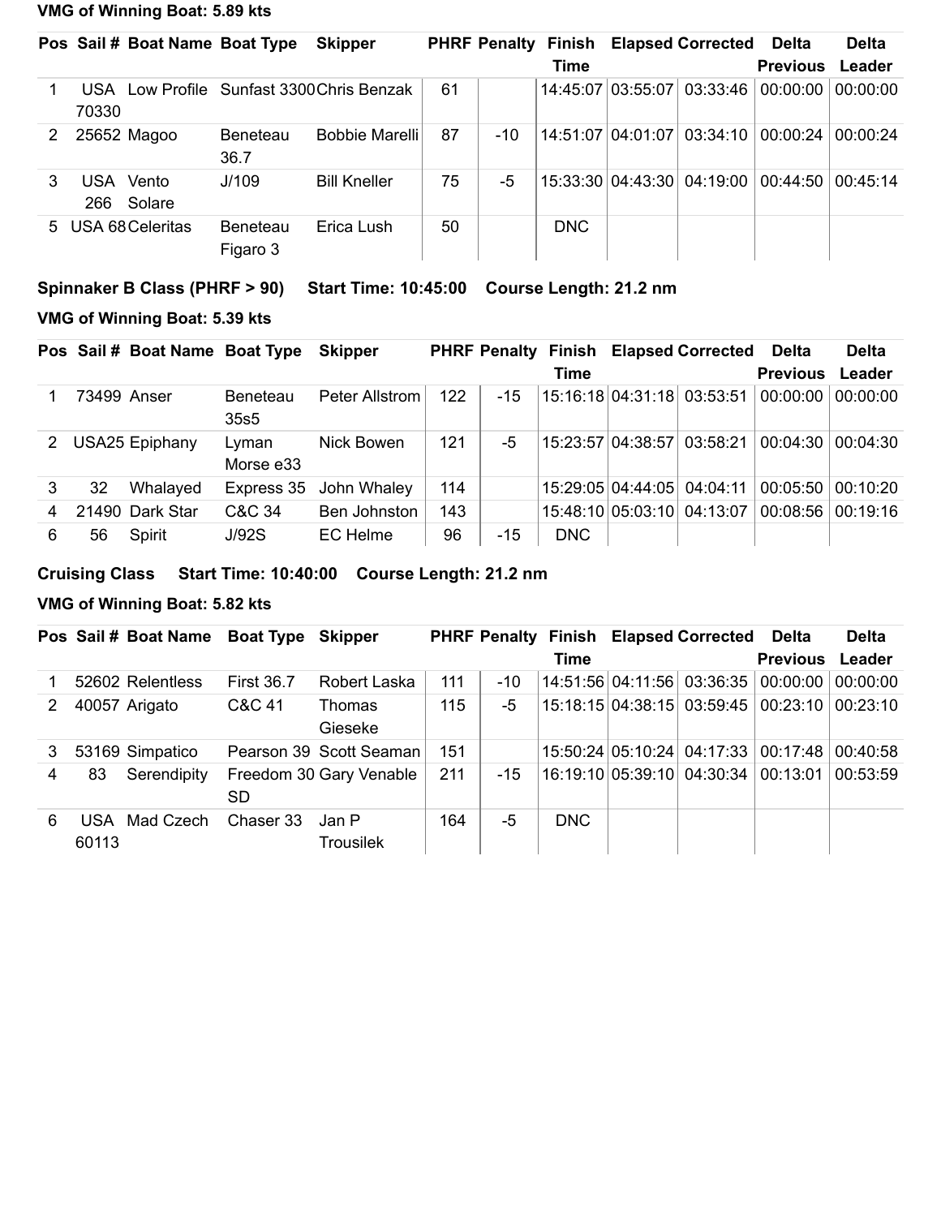**VMG of Winning Boat: 5.89 kts**

| Pos | Sail # | Boat Name | Boat Type | Skipper | PHRF | Penalty | Finish Time | Elapsed | Corrected | Delta Previous | Delta Leader |
|---|---|---|---|---|---|---|---|---|---|---|---|
| 1 | USA 70330 | Low Profile | Sunfast 3300 | Chris Benzak | 61 | | 14:45:07 | 03:55:07 | 03:33:46 | 00:00:00 | 00:00:00 |
| 2 | 25652 | Magoo | Beneteau 36.7 | Bobbie Marelli | 87 | -10 | 14:51:07 | 04:01:07 | 03:34:10 | 00:00:24 | 00:00:24 |
| 3 | USA 266 | Vento Solare | J/109 | Bill Kneller | 75 | -5 | 15:33:30 | 04:43:30 | 04:19:00 | 00:44:50 | 00:45:14 |
| 5 | USA 68 | Celeritas | Beneteau Figaro 3 | Erica Lush | 50 | | DNC | | | | |

**Spinnaker B Class (PHRF > 90) Start Time: 10:45:00 Course Length: 21.2 nm**

**VMG of Winning Boat: 5.39 kts**

| Pos | Sail # | Boat Name | Boat Type | Skipper | PHRF | Penalty | Finish Time | Elapsed | Corrected | Delta Previous | Delta Leader |
|---|---|---|---|---|---|---|---|---|---|---|---|
| 1 | 73499 | Anser | Beneteau 35s5 | Peter Allstrom | 122 | -15 | 15:16:18 | 04:31:18 | 03:53:51 | 00:00:00 | 00:00:00 |
| 2 | USA25 | Epiphany | Lyman Morse e33 | Nick Bowen | 121 | -5 | 15:23:57 | 04:38:57 | 03:58:21 | 00:04:30 | 00:04:30 |
| 3 | 32 | Whalayed | Express 35 | John Whaley | 114 | | 15:29:05 | 04:44:05 | 04:04:11 | 00:05:50 | 00:10:20 |
| 4 | 21490 | Dark Star | C&C 34 | Ben Johnston | 143 | | 15:48:10 | 05:03:10 | 04:13:07 | 00:08:56 | 00:19:16 |
| 6 | 56 | Spirit | J/92S | EC Helme | 96 | -15 | DNC | | | | |

**Cruising Class Start Time: 10:40:00 Course Length: 21.2 nm**

**VMG of Winning Boat: 5.82 kts**

| Pos | Sail # | Boat Name | Boat Type | Skipper | PHRF | Penalty | Finish Time | Elapsed | Corrected | Delta Previous | Delta Leader |
|---|---|---|---|---|---|---|---|---|---|---|---|
| 1 | 52602 | Relentless | First 36.7 | Robert Laska | 111 | -10 | 14:51:56 | 04:11:56 | 03:36:35 | 00:00:00 | 00:00:00 |
| 2 | 40057 | Arigato | C&C 41 | Thomas Gieseke | 115 | -5 | 15:18:15 | 04:38:15 | 03:59:45 | 00:23:10 | 00:23:10 |
| 3 | 53169 | Simpatico | Pearson 39 | Scott Seaman | 151 | | 15:50:24 | 05:10:24 | 04:17:33 | 00:17:48 | 00:40:58 |
| 4 | 83 | Serendipity | Freedom 30 SD | Gary Venable | 211 | -15 | 16:19:10 | 05:39:10 | 04:30:34 | 00:13:01 | 00:53:59 |
| 6 | USA 60113 | Mad Czech | Chaser 33 | Jan P Trousilek | 164 | -5 | DNC | | | | |